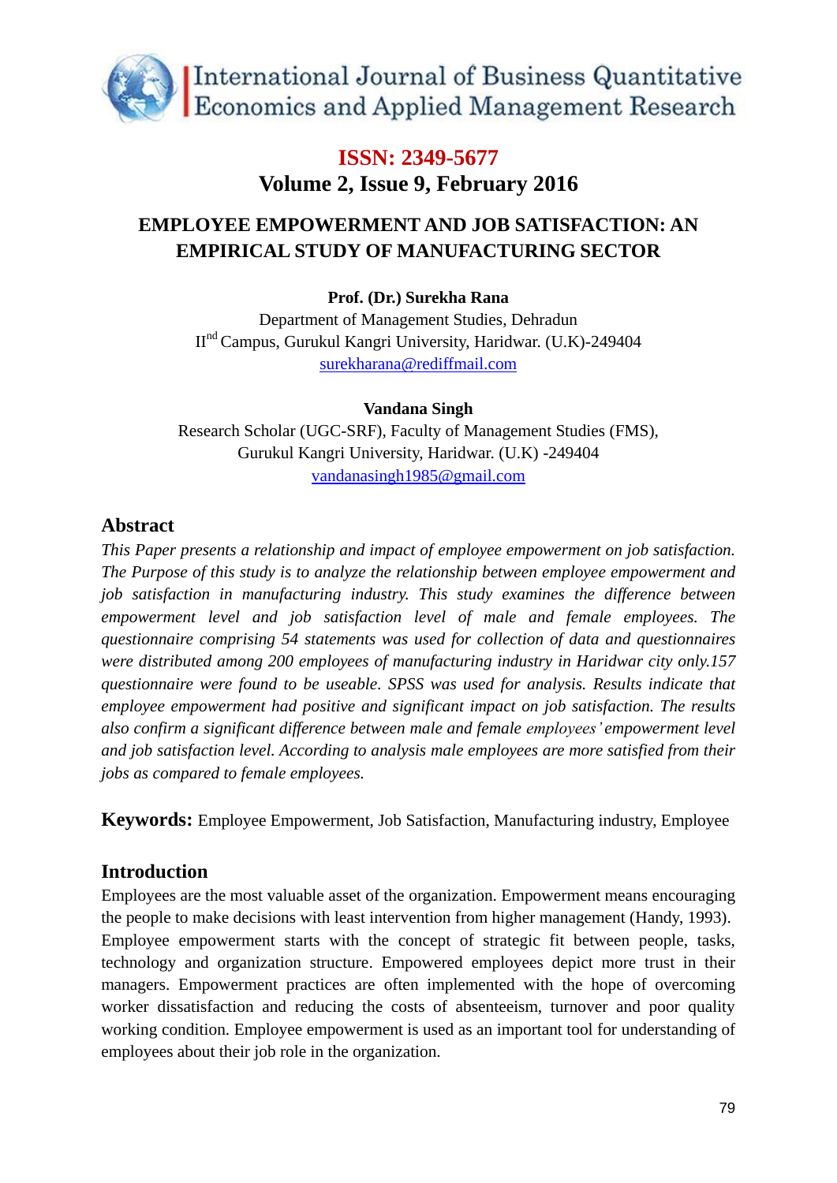# International Journal of Business Quantitative Economics and Applied Management Research

**ISSN: 2349-5677**

**Volume 2, Issue 9, February 2016**

## EMPLOYEE EMPOWERMENT AND JOB SATISFACTION: AN EMPIRICAL STUDY OF MANUFACTURING SECTOR

**Prof. (Dr.) Surekha Rana**
Department of Management Studies, Dehradun
IInd Campus, Gurukul Kangri University, Haridwar. (U.K)-249404
surekharana@rediffmail.com

**Vandana Singh**
Research Scholar (UGC-SRF), Faculty of Management Studies (FMS),
Gurukul Kangri University, Haridwar. (U.K) -249404
vandanasingh1985@gmail.com

## Abstract

*This Paper presents a relationship and impact of employee empowerment on job satisfaction. The Purpose of this study is to analyze the relationship between employee empowerment and job satisfaction in manufacturing industry. This study examines the difference between empowerment level and job satisfaction level of male and female employees. The questionnaire comprising 54 statements was used for collection of data and questionnaires were distributed among 200 employees of manufacturing industry in Haridwar city only.157 questionnaire were found to be useable. SPSS was used for analysis. Results indicate that employee empowerment had positive and significant impact on job satisfaction. The results also confirm a significant difference between male and female employees' empowerment level and job satisfaction level. According to analysis male employees are more satisfied from their jobs as compared to female employees.*

**Keywords:** Employee Empowerment, Job Satisfaction, Manufacturing industry, Employee

## Introduction

Employees are the most valuable asset of the organization. Empowerment means encouraging the people to make decisions with least intervention from higher management (Handy, 1993). Employee empowerment starts with the concept of strategic fit between people, tasks, technology and organization structure. Empowered employees depict more trust in their managers. Empowerment practices are often implemented with the hope of overcoming worker dissatisfaction and reducing the costs of absenteeism, turnover and poor quality working condition. Employee empowerment is used as an important tool for understanding of employees about their job role in the organization.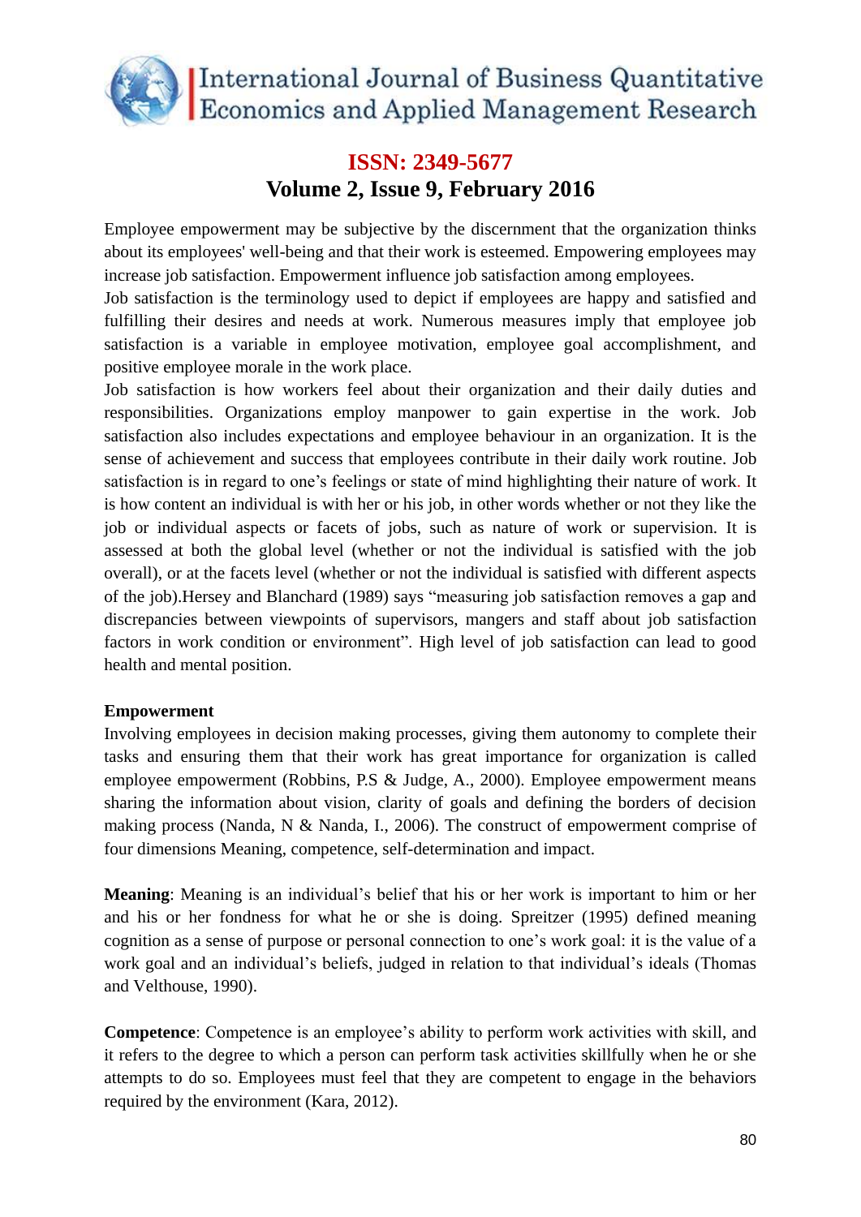Employee empowerment may be subjective by the discernment that the organization thinks about its employees' well-being and that their work is esteemed. Empowering employees may increase job satisfaction. Empowerment influence job satisfaction among employees.

Job satisfaction is the terminology used to depict if employees are happy and satisfied and fulfilling their desires and needs at work. Numerous measures imply that employee job satisfaction is a variable in employee motivation, employee goal accomplishment, and positive employee morale in the work place.

Job satisfaction is how workers feel about their organization and their daily duties and responsibilities. Organizations employ manpower to gain expertise in the work. Job satisfaction also includes expectations and employee behaviour in an organization. It is the sense of achievement and success that employees contribute in their daily work routine. Job satisfaction is in regard to one's feelings or state of mind highlighting their nature of work. It is how content an individual is with her or his job, in other words whether or not they like the job or individual aspects or facets of jobs, such as nature of work or supervision. It is assessed at both the global level (whether or not the individual is satisfied with the job overall), or at the facets level (whether or not the individual is satisfied with different aspects of the job).Hersey and Blanchard (1989) says "measuring job satisfaction removes a gap and discrepancies between viewpoints of supervisors, mangers and staff about job satisfaction factors in work condition or environment". High level of job satisfaction can lead to good health and mental position.

**Empowerment**

Involving employees in decision making processes, giving them autonomy to complete their tasks and ensuring them that their work has great importance for organization is called employee empowerment (Robbins, P.S & Judge, A., 2000). Employee empowerment means sharing the information about vision, clarity of goals and defining the borders of decision making process (Nanda, N & Nanda, I., 2006). The construct of empowerment comprise of four dimensions Meaning, competence, self-determination and impact.

**Meaning**: Meaning is an individual's belief that his or her work is important to him or her and his or her fondness for what he or she is doing. Spreitzer (1995) defined meaning cognition as a sense of purpose or personal connection to one's work goal: it is the value of a work goal and an individual's beliefs, judged in relation to that individual's ideals (Thomas and Velthouse, 1990).

**Competence**: Competence is an employee's ability to perform work activities with skill, and it refers to the degree to which a person can perform task activities skillfully when he or she attempts to do so. Employees must feel that they are competent to engage in the behaviors required by the environment (Kara, 2012).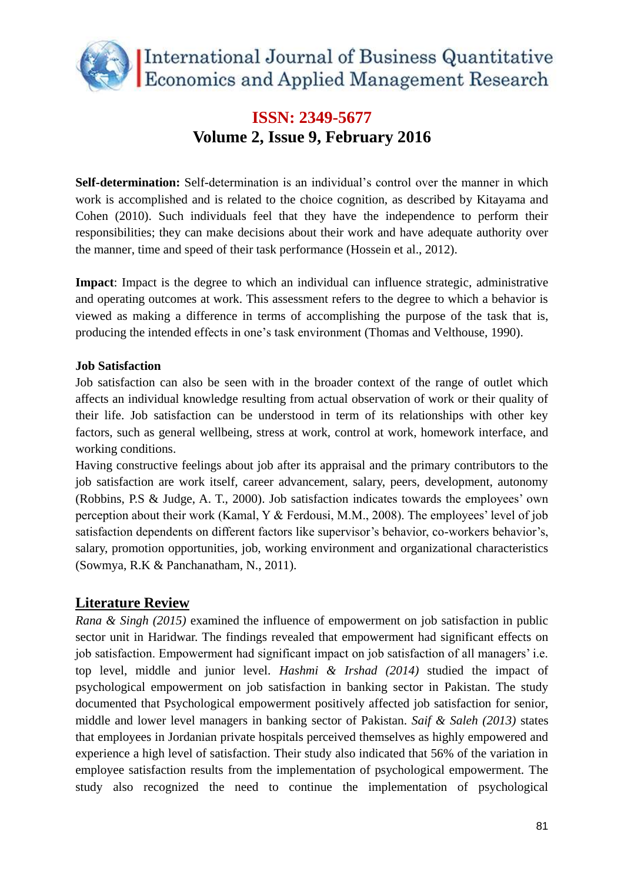**Self-determination:** Self-determination is an individual's control over the manner in which work is accomplished and is related to the choice cognition, as described by Kitayama and Cohen (2010). Such individuals feel that they have the independence to perform their responsibilities; they can make decisions about their work and have adequate authority over the manner, time and speed of their task performance (Hossein et al., 2012).

**Impact**: Impact is the degree to which an individual can influence strategic, administrative and operating outcomes at work. This assessment refers to the degree to which a behavior is viewed as making a difference in terms of accomplishing the purpose of the task that is, producing the intended effects in one's task environment (Thomas and Velthouse, 1990).

**Job Satisfaction**

Job satisfaction can also be seen with in the broader context of the range of outlet which affects an individual knowledge resulting from actual observation of work or their quality of their life. Job satisfaction can be understood in term of its relationships with other key factors, such as general wellbeing, stress at work, control at work, homework interface, and working conditions.

Having constructive feelings about job after its appraisal and the primary contributors to the job satisfaction are work itself, career advancement, salary, peers, development, autonomy (Robbins, P.S & Judge, A. T., 2000). Job satisfaction indicates towards the employees' own perception about their work (Kamal, Y & Ferdousi, M.M., 2008). The employees' level of job satisfaction dependents on different factors like supervisor's behavior, co-workers behavior's, salary, promotion opportunities, job, working environment and organizational characteristics (Sowmya, R.K & Panchanatham, N., 2011).

## Literature Review

*Rana & Singh (2015)* examined the influence of empowerment on job satisfaction in public sector unit in Haridwar. The findings revealed that empowerment had significant effects on job satisfaction. Empowerment had significant impact on job satisfaction of all managers' i.e. top level, middle and junior level. *Hashmi & Irshad (2014)* studied the impact of psychological empowerment on job satisfaction in banking sector in Pakistan. The study documented that Psychological empowerment positively affected job satisfaction for senior, middle and lower level managers in banking sector of Pakistan. *Saif & Saleh (2013)* states that employees in Jordanian private hospitals perceived themselves as highly empowered and experience a high level of satisfaction. Their study also indicated that 56% of the variation in employee satisfaction results from the implementation of psychological empowerment. The study also recognized the need to continue the implementation of psychological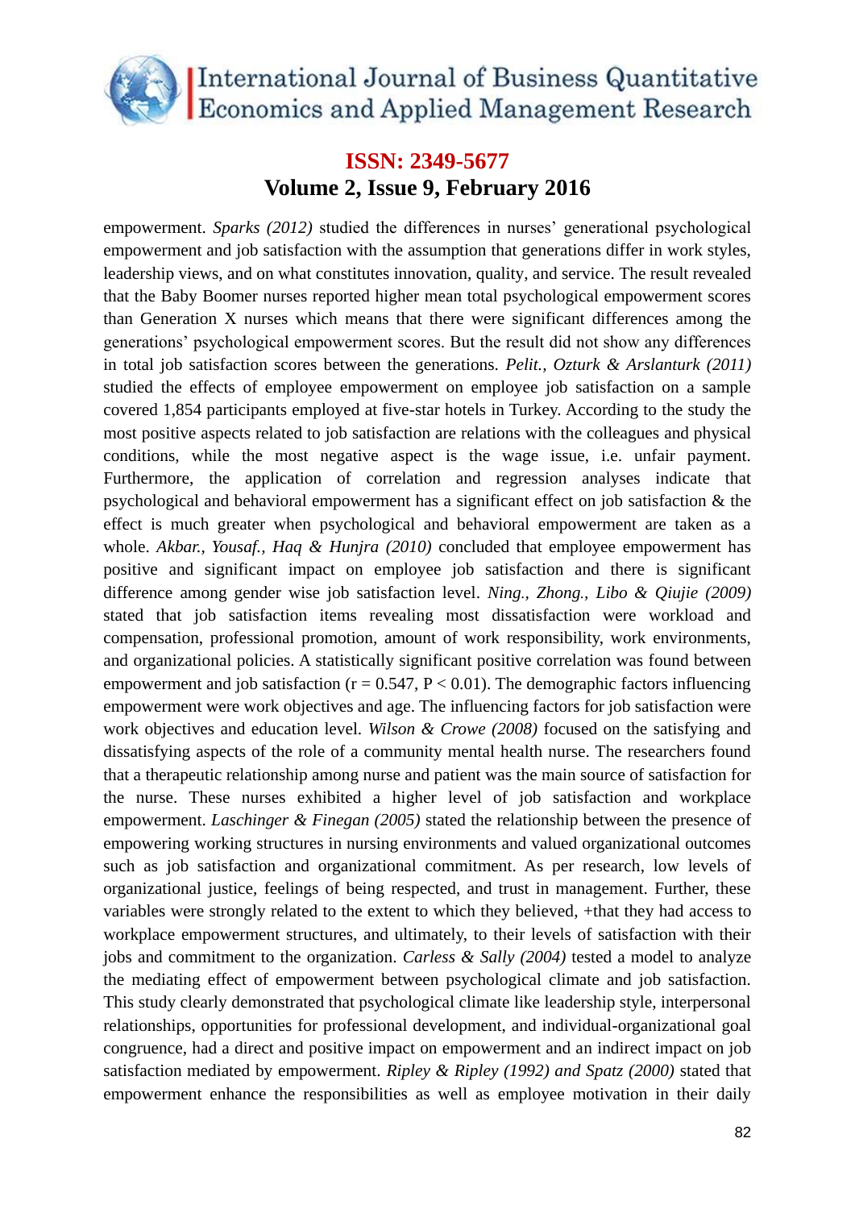empowerment. *Sparks (2012)* studied the differences in nurses' generational psychological empowerment and job satisfaction with the assumption that generations differ in work styles, leadership views, and on what constitutes innovation, quality, and service. The result revealed that the Baby Boomer nurses reported higher mean total psychological empowerment scores than Generation X nurses which means that there were significant differences among the generations' psychological empowerment scores. But the result did not show any differences in total job satisfaction scores between the generations. *Pelit., Ozturk & Arslanturk (2011)* studied the effects of employee empowerment on employee job satisfaction on a sample covered 1,854 participants employed at five-star hotels in Turkey. According to the study the most positive aspects related to job satisfaction are relations with the colleagues and physical conditions, while the most negative aspect is the wage issue, i.e. unfair payment. Furthermore, the application of correlation and regression analyses indicate that psychological and behavioral empowerment has a significant effect on job satisfaction & the effect is much greater when psychological and behavioral empowerment are taken as a whole. *Akbar., Yousaf., Haq & Hunjra (2010)* concluded that employee empowerment has positive and significant impact on employee job satisfaction and there is significant difference among gender wise job satisfaction level. *Ning., Zhong., Libo & Qiujie (2009)* stated that job satisfaction items revealing most dissatisfaction were workload and compensation, professional promotion, amount of work responsibility, work environments, and organizational policies. A statistically significant positive correlation was found between empowerment and job satisfaction ($r = 0.547$, $P < 0.01$). The demographic factors influencing empowerment were work objectives and age. The influencing factors for job satisfaction were work objectives and education level. *Wilson & Crowe (2008)* focused on the satisfying and dissatisfying aspects of the role of a community mental health nurse. The researchers found that a therapeutic relationship among nurse and patient was the main source of satisfaction for the nurse. These nurses exhibited a higher level of job satisfaction and workplace empowerment. *Laschinger & Finegan (2005)* stated the relationship between the presence of empowering working structures in nursing environments and valued organizational outcomes such as job satisfaction and organizational commitment. As per research, low levels of organizational justice, feelings of being respected, and trust in management. Further, these variables were strongly related to the extent to which they believed, +that they had access to workplace empowerment structures, and ultimately, to their levels of satisfaction with their jobs and commitment to the organization. *Carless & Sally (2004)* tested a model to analyze the mediating effect of empowerment between psychological climate and job satisfaction. This study clearly demonstrated that psychological climate like leadership style, interpersonal relationships, opportunities for professional development, and individual-organizational goal congruence, had a direct and positive impact on empowerment and an indirect impact on job satisfaction mediated by empowerment. *Ripley & Ripley (1992) and Spatz (2000)* stated that empowerment enhance the responsibilities as well as employee motivation in their daily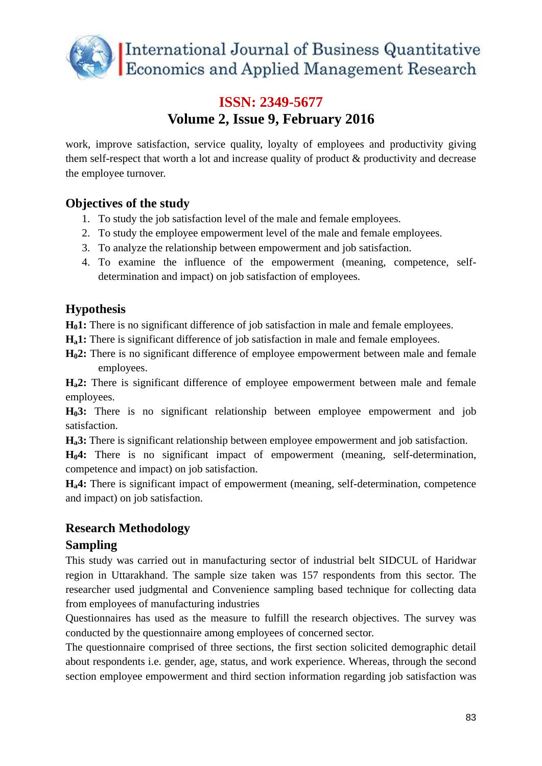work, improve satisfaction, service quality, loyalty of employees and productivity giving them self-respect that worth a lot and increase quality of product & productivity and decrease the employee turnover.

## Objectives of the study

1. To study the job satisfaction level of the male and female employees.
2. To study the employee empowerment level of the male and female employees.
3. To analyze the relationship between empowerment and job satisfaction.
4. To examine the influence of the empowerment (meaning, competence, self-determination and impact) on job satisfaction of employees.

## Hypothesis

**$H_0$1:** There is no significant difference of job satisfaction in male and female employees.

**$H_a$1:** There is significant difference of job satisfaction in male and female employees.

**$H_0$2:** There is no significant difference of employee empowerment between male and female employees.

**$H_a$2:** There is significant difference of employee empowerment between male and female employees.

**$H_0$3:** There is no significant relationship between employee empowerment and job satisfaction.

**$H_a$3:** There is significant relationship between employee empowerment and job satisfaction.

**$H_0$4:** There is no significant impact of empowerment (meaning, self-determination, competence and impact) on job satisfaction.

**$H_a$4:** There is significant impact of empowerment (meaning, self-determination, competence and impact) on job satisfaction.

## Research Methodology

### Sampling

This study was carried out in manufacturing sector of industrial belt SIDCUL of Haridwar region in Uttarakhand. The sample size taken was 157 respondents from this sector. The researcher used judgmental and Convenience sampling based technique for collecting data from employees of manufacturing industries

Questionnaires has used as the measure to fulfill the research objectives. The survey was conducted by the questionnaire among employees of concerned sector.

The questionnaire comprised of three sections, the first section solicited demographic detail about respondents i.e. gender, age, status, and work experience. Whereas, through the second section employee empowerment and third section information regarding job satisfaction was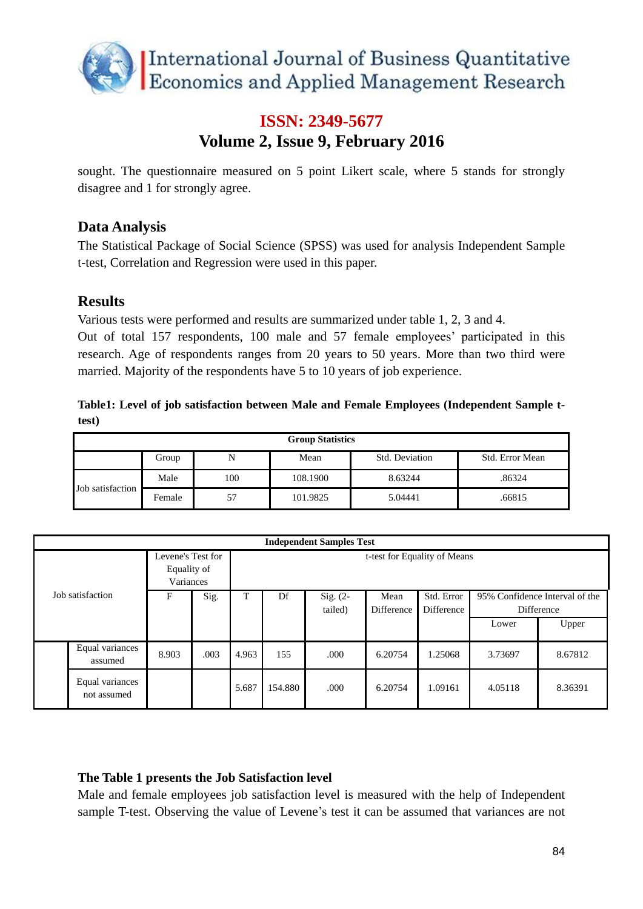sought. The questionnaire measured on 5 point Likert scale, where 5 stands for strongly disagree and 1 for strongly agree.

## Data Analysis

The Statistical Package of Social Science (SPSS) was used for analysis Independent Sample t-test, Correlation and Regression were used in this paper.

## Results

Various tests were performed and results are summarized under table 1, 2, 3 and 4.

Out of total 157 respondents, 100 male and 57 female employees' participated in this research. Age of respondents ranges from 20 years to 50 years. More than two third were married. Majority of the respondents have 5 to 10 years of job experience.

**Table1: Level of job satisfaction between Male and Female Employees (Independent Sample t-test)**

| Group Statistics | | | | | |
|---|---|---|---|---|---|
| | Group | N | Mean | Std. Deviation | Std. Error Mean |
| Job satisfaction | Male | 100 | 108.1900 | 8.63244 | .86324 |
| | Female | 57 | 101.9825 | 5.04441 | .66815 |

| Independent Samples Test | | | | | | | | | | |
|---|---|---|---|---|---|---|---|---|---|---|
| Job satisfaction | | Levene's Test for Equality of Variances | | t-test for Equality of Means | | | | | | |
| | | F | Sig. | T | Df | Sig. (2-tailed) | Mean Difference | Std. Error Difference | 95% Confidence Interval of the Difference | |
| | | | | | | | | | Lower | Upper |
| | Equal variances assumed | 8.903 | .003 | 4.963 | 155 | .000 | 6.20754 | 1.25068 | 3.73697 | 8.67812 |
| | Equal variances not assumed | | | 5.687 | 154.880 | .000 | 6.20754 | 1.09161 | 4.05118 | 8.36391 |

**The Table 1 presents the Job Satisfaction level**

Male and female employees job satisfaction level is measured with the help of Independent sample T-test. Observing the value of Levene's test it can be assumed that variances are not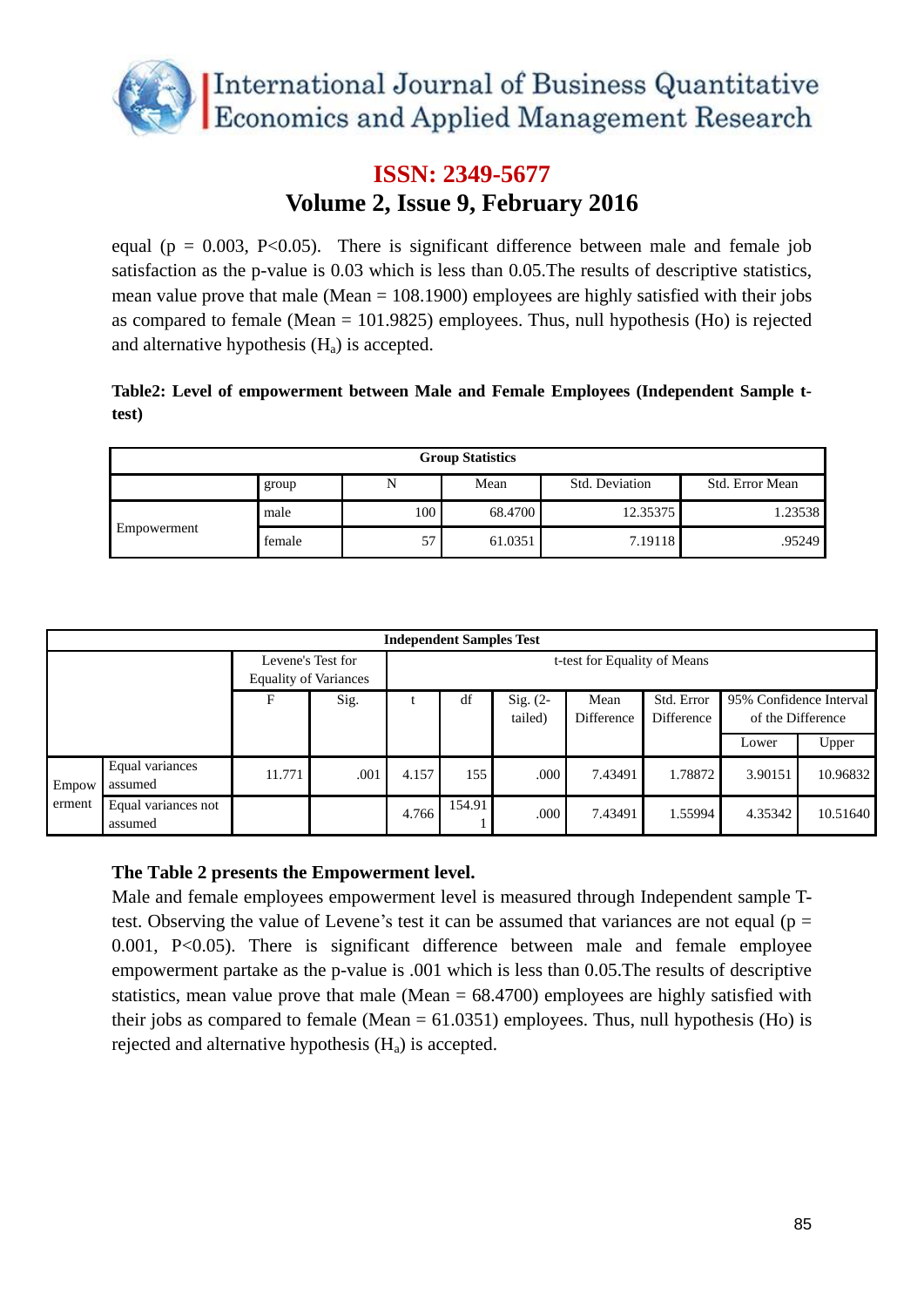equal (p = 0.003, P<0.05). There is significant difference between male and female job satisfaction as the p-value is 0.03 which is less than 0.05.The results of descriptive statistics, mean value prove that male (Mean = 108.1900) employees are highly satisfied with their jobs as compared to female (Mean = 101.9825) employees. Thus, null hypothesis (Ho) is rejected and alternative hypothesis ($H_a$) is accepted.

**Table2: Level of empowerment between Male and Female Employees (Independent Sample t-test)**

**Group Statistics**

| | group | N | Mean | Std. Deviation | Std. Error Mean |
|---|---|---|---|---|---|
| Empowerment | male | 100 | 68.4700 | 12.35375 | 1.23538 |
| | female | 57 | 61.0351 | 7.19118 | .95249 |

**Independent Samples Test**

| | | Levene's Test for Equality of Variances | | t-test for Equality of Means | | | | | | |
|---|---|---|---|---|---|---|---|---|---|---|
| | | F | Sig. | t | df | Sig. (2-tailed) | Mean Difference | Std. Error Difference | 95% Confidence Interval of the Difference | |
| | | | | | | | | | Lower | Upper |
| Empowerment | Equal variances assumed | 11.771 | .001 | 4.157 | 155 | .000 | 7.43491 | 1.78872 | 3.90151 | 10.96832 |
| | Equal variances not assumed | | | 4.766 | 154.911 | .000 | 7.43491 | 1.55994 | 4.35342 | 10.51640 |

**The Table 2 presents the Empowerment level.**

Male and female employees empowerment level is measured through Independent sample T-test. Observing the value of Levene's test it can be assumed that variances are not equal (p = 0.001, P<0.05). There is significant difference between male and female employee empowerment partake as the p-value is .001 which is less than 0.05.The results of descriptive statistics, mean value prove that male (Mean = 68.4700) employees are highly satisfied with their jobs as compared to female (Mean = 61.0351) employees. Thus, null hypothesis (Ho) is rejected and alternative hypothesis ($H_a$) is accepted.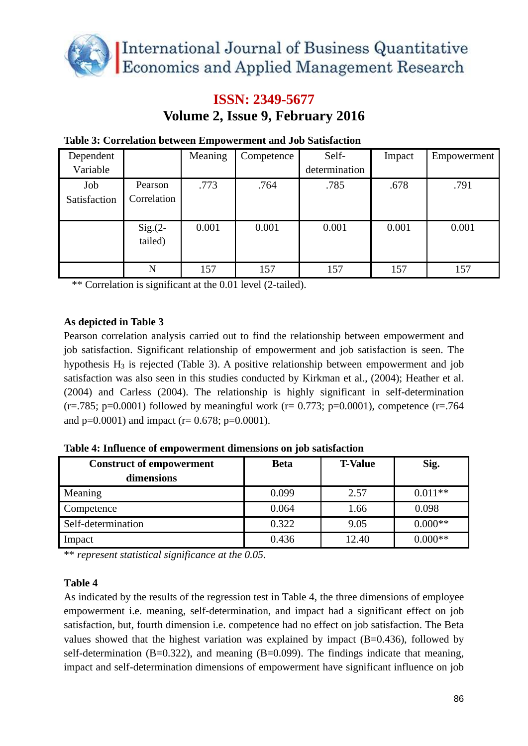**Table 3: Correlation between Empowerment and Job Satisfaction**

| Dependent Variable | | Meaning | Competence | Self-determination | Impact | Empowerment |
|---|---|---|---|---|---|---|
| Job Satisfaction | Pearson Correlation | .773 | .764 | .785 | .678 | .791 |
| | Sig.(2-tailed) | 0.001 | 0.001 | 0.001 | 0.001 | 0.001 |
| | N | 157 | 157 | 157 | 157 | 157 |

** Correlation is significant at the 0.01 level (2-tailed).

**As depicted in Table 3**

Pearson correlation analysis carried out to find the relationship between empowerment and job satisfaction. Significant relationship of empowerment and job satisfaction is seen. The hypothesis $H_3$ is rejected (Table 3). A positive relationship between empowerment and job satisfaction was also seen in this studies conducted by Kirkman et al., (2004); Heather et al. (2004) and Carless (2004). The relationship is highly significant in self-determination ($r=.785$; $p=0.0001$) followed by meaningful work ($r= 0.773$; $p=0.0001$), competence ($r=.764$ and $p=0.0001$) and impact ($r= 0.678$; $p=0.0001$).

**Table 4: Influence of empowerment dimensions on job satisfaction**

| Construct of empowerment dimensions | Beta | T-Value | Sig. |
|---|---|---|---|
| Meaning | 0.099 | 2.57 | 0.011** |
| Competence | 0.064 | 1.66 | 0.098 |
| Self-determination | 0.322 | 9.05 | 0.000** |
| Impact | 0.436 | 12.40 | 0.000** |

** *represent statistical significance at the 0.05.*

**Table 4**

As indicated by the results of the regression test in Table 4, the three dimensions of employee empowerment i.e. meaning, self-determination, and impact had a significant effect on job satisfaction, but, fourth dimension i.e. competence had no effect on job satisfaction. The Beta values showed that the highest variation was explained by impact ($B=0.436$), followed by self-determination ($B=0.322$), and meaning ($B=0.099$). The findings indicate that meaning, impact and self-determination dimensions of empowerment have significant influence on job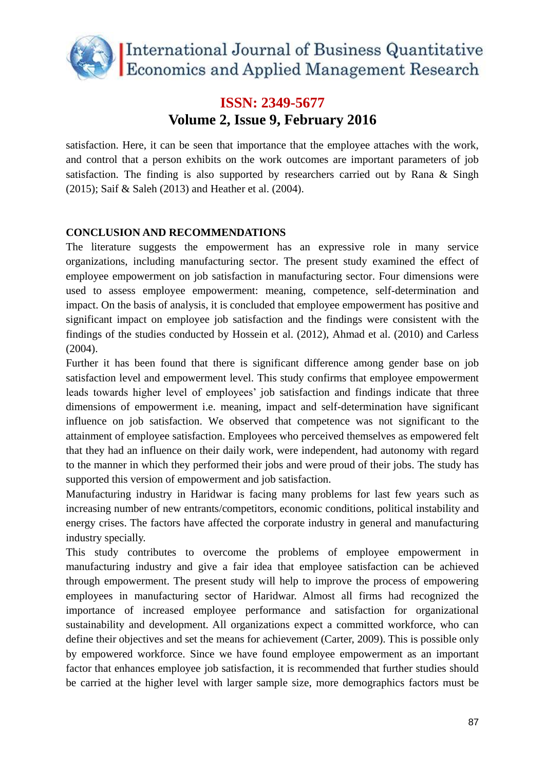satisfaction. Here, it can be seen that importance that the employee attaches with the work, and control that a person exhibits on the work outcomes are important parameters of job satisfaction. The finding is also supported by researchers carried out by Rana & Singh (2015); Saif & Saleh (2013) and Heather et al. (2004).

## CONCLUSION AND RECOMMENDATIONS

The literature suggests the empowerment has an expressive role in many service organizations, including manufacturing sector. The present study examined the effect of employee empowerment on job satisfaction in manufacturing sector. Four dimensions were used to assess employee empowerment: meaning, competence, self-determination and impact. On the basis of analysis, it is concluded that employee empowerment has positive and significant impact on employee job satisfaction and the findings were consistent with the findings of the studies conducted by Hossein et al. (2012), Ahmad et al. (2010) and Carless (2004).

Further it has been found that there is significant difference among gender base on job satisfaction level and empowerment level. This study confirms that employee empowerment leads towards higher level of employees' job satisfaction and findings indicate that three dimensions of empowerment i.e. meaning, impact and self-determination have significant influence on job satisfaction. We observed that competence was not significant to the attainment of employee satisfaction. Employees who perceived themselves as empowered felt that they had an influence on their daily work, were independent, had autonomy with regard to the manner in which they performed their jobs and were proud of their jobs. The study has supported this version of empowerment and job satisfaction.

Manufacturing industry in Haridwar is facing many problems for last few years such as increasing number of new entrants/competitors, economic conditions, political instability and energy crises. The factors have affected the corporate industry in general and manufacturing industry specially.

This study contributes to overcome the problems of employee empowerment in manufacturing industry and give a fair idea that employee satisfaction can be achieved through empowerment. The present study will help to improve the process of empowering employees in manufacturing sector of Haridwar. Almost all firms had recognized the importance of increased employee performance and satisfaction for organizational sustainability and development. All organizations expect a committed workforce, who can define their objectives and set the means for achievement (Carter, 2009). This is possible only by empowered workforce. Since we have found employee empowerment as an important factor that enhances employee job satisfaction, it is recommended that further studies should be carried at the higher level with larger sample size, more demographics factors must be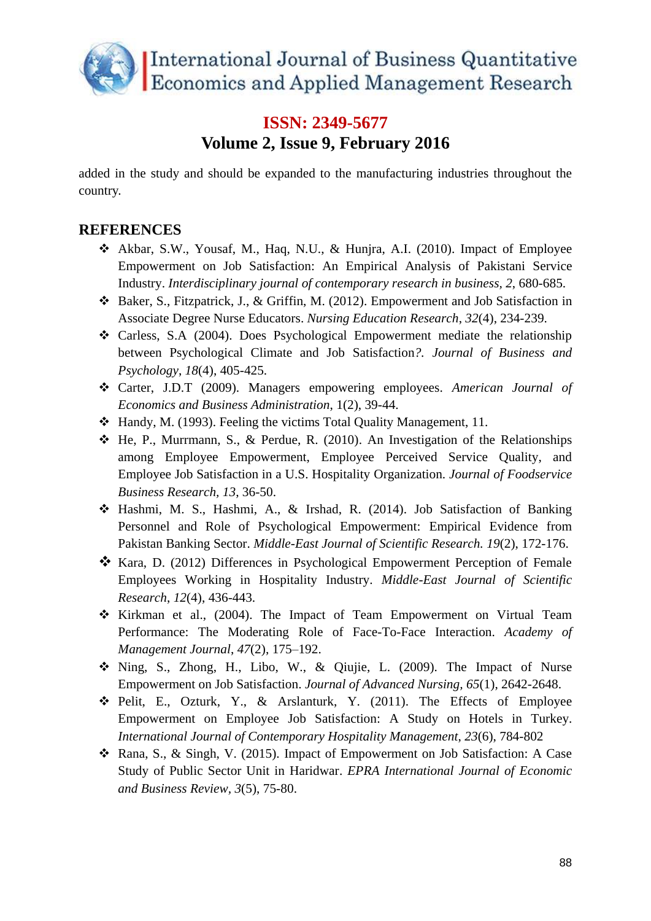added in the study and should be expanded to the manufacturing industries throughout the country.

## REFERENCES

- Akbar, S.W., Yousaf, M., Haq, N.U., & Hunjra, A.I. (2010). Impact of Employee Empowerment on Job Satisfaction: An Empirical Analysis of Pakistani Service Industry. *Interdisciplinary journal of contemporary research in business, 2*, 680-685.
- Baker, S., Fitzpatrick, J., & Griffin, M. (2012). Empowerment and Job Satisfaction in Associate Degree Nurse Educators. *Nursing Education Research*, *32*(4), 234-239.
- Carless, S.A (2004). Does Psychological Empowerment mediate the relationship between Psychological Climate and Job Satisfaction*?. Journal of Business and Psychology*, *18*(4), 405-425.
- Carter, J.D.T (2009). Managers empowering employees. *American Journal of Economics and Business Administration*, 1(2), 39-44.
- Handy, M. (1993). Feeling the victims Total Quality Management, 11.
- He, P., Murrmann, S., & Perdue, R. (2010). An Investigation of the Relationships among Employee Empowerment, Employee Perceived Service Quality, and Employee Job Satisfaction in a U.S. Hospitality Organization. *Journal of Foodservice Business Research, 13*, 36-50.
- Hashmi, M. S., Hashmi, A., & Irshad, R. (2014). Job Satisfaction of Banking Personnel and Role of Psychological Empowerment: Empirical Evidence from Pakistan Banking Sector. *Middle-East Journal of Scientific Research. 19*(2), 172-176.
- Kara, D. (2012) Differences in Psychological Empowerment Perception of Female Employees Working in Hospitality Industry. *Middle-East Journal of Scientific Research*, *12*(4), 436-443.
- Kirkman et al., (2004). The Impact of Team Empowerment on Virtual Team Performance: The Moderating Role of Face-To-Face Interaction. *Academy of Management Journal*, *47*(2), 175–192.
- Ning, S., Zhong, H., Libo, W., & Qiujie, L. (2009). The Impact of Nurse Empowerment on Job Satisfaction. *Journal of Advanced Nursing, 65*(1), 2642-2648.
- Pelit, E., Ozturk, Y., & Arslanturk, Y. (2011). The Effects of Employee Empowerment on Employee Job Satisfaction: A Study on Hotels in Turkey. *International Journal of Contemporary Hospitality Management*, *23*(6), 784-802
- Rana, S., & Singh, V. (2015). Impact of Empowerment on Job Satisfaction: A Case Study of Public Sector Unit in Haridwar. *EPRA International Journal of Economic and Business Review*, *3*(5), 75-80.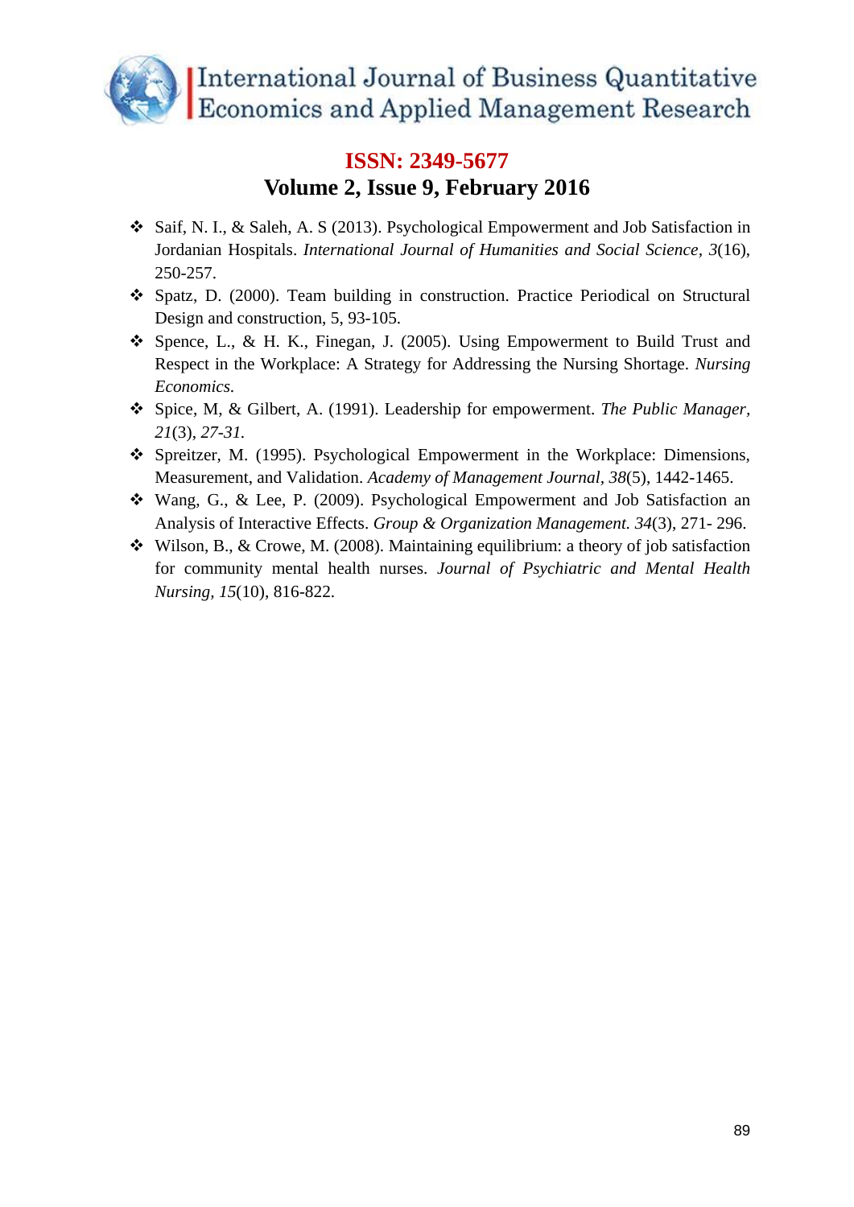- Saif, N. I., & Saleh, A. S (2013). Psychological Empowerment and Job Satisfaction in Jordanian Hospitals. *International Journal of Humanities and Social Science*, *3*(16), 250-257.
- Spatz, D. (2000). Team building in construction. Practice Periodical on Structural Design and construction, 5, 93-105.
- Spence, L., & H. K., Finegan, J. (2005). Using Empowerment to Build Trust and Respect in the Workplace: A Strategy for Addressing the Nursing Shortage. *Nursing Economics.*
- Spice, M, & Gilbert, A. (1991). Leadership for empowerment. *The Public Manager, 21*(3), *27-31.*
- Spreitzer, M. (1995). Psychological Empowerment in the Workplace: Dimensions, Measurement, and Validation. *Academy of Management Journal*, *38*(5), 1442-1465.
- Wang, G., & Lee, P. (2009). Psychological Empowerment and Job Satisfaction an Analysis of Interactive Effects. *Group & Organization Management. 34*(3), 271- 296.
- Wilson, B., & Crowe, M. (2008). Maintaining equilibrium: a theory of job satisfaction for community mental health nurses. *Journal of Psychiatric and Mental Health Nursing*, *15*(10), 816-822.